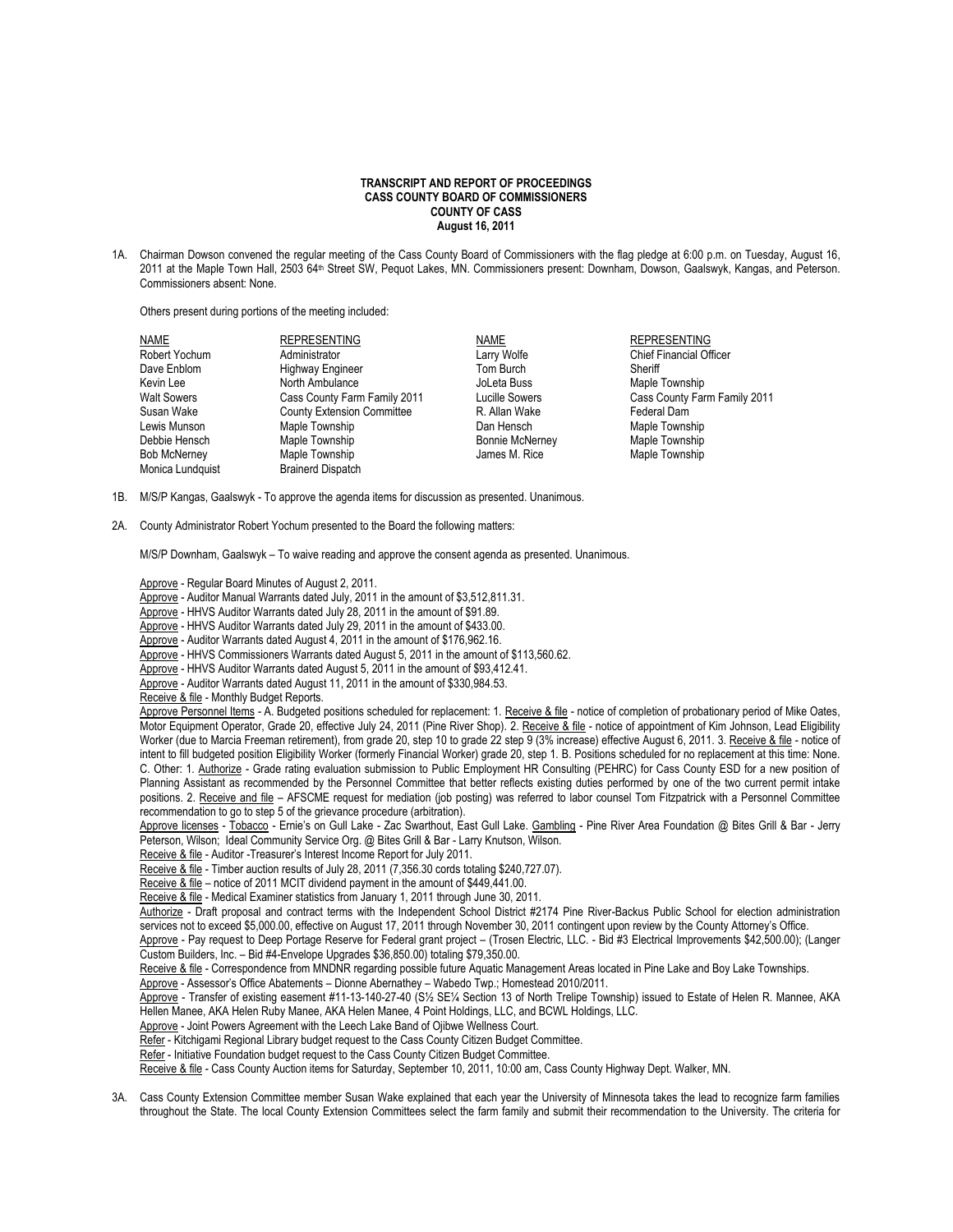**TRANSCRIPT AND REPORT OF PROCEEDINGS**
**CASS COUNTY BOARD OF COMMISSIONERS**
**COUNTY OF CASS**
**August 16, 2011**

1A. Chairman Dowson convened the regular meeting of the Cass County Board of Commissioners with the flag pledge at 6:00 p.m. on Tuesday, August 16, 2011 at the Maple Town Hall, 2503 64th Street SW, Pequot Lakes, MN. Commissioners present: Downham, Dowson, Gaalswyk, Kangas, and Peterson. Commissioners absent: None.

Others present during portions of the meeting included:

| NAME | REPRESENTING | NAME | REPRESENTING |
|---|---|---|---|
| Robert Yochum | Administrator | Larry Wolfe | Chief Financial Officer |
| Dave Enblom | Highway Engineer | Tom Burch | Sheriff |
| Kevin Lee | North Ambulance | JoLeta Buss | Maple Township |
| Walt Sowers | Cass County Farm Family 2011 | Lucille Sowers | Cass County Farm Family 2011 |
| Susan Wake | County Extension Committee | R. Allan Wake | Federal Dam |
| Lewis Munson | Maple Township | Dan Hensch | Maple Township |
| Debbie Hensch | Maple Township | Bonnie McNerney | Maple Township |
| Bob McNerney | Maple Township | James M. Rice | Maple Township |
| Monica Lundquist | Brainerd Dispatch | | |

1B. M/S/P Kangas, Gaalswyk - To approve the agenda items for discussion as presented. Unanimous.

2A. County Administrator Robert Yochum presented to the Board the following matters:

M/S/P Downham, Gaalswyk – To waive reading and approve the consent agenda as presented. Unanimous.

Approve - Regular Board Minutes of August 2, 2011.
Approve - Auditor Manual Warrants dated July, 2011 in the amount of $3,512,811.31.
Approve - HHVS Auditor Warrants dated July 28, 2011 in the amount of $91.89.
Approve - HHVS Auditor Warrants dated July 29, 2011 in the amount of $433.00.
Approve - Auditor Warrants dated August 4, 2011 in the amount of $176,962.16.
Approve - HHVS Commissioners Warrants dated August 5, 2011 in the amount of $113,560.62.
Approve - HHVS Auditor Warrants dated August 5, 2011 in the amount of $93,412.41.
Approve - Auditor Warrants dated August 11, 2011 in the amount of $330,984.53.
Receive & file - Monthly Budget Reports.
Approve Personnel Items - A. Budgeted positions scheduled for replacement: 1. Receive & file - notice of completion of probationary period of Mike Oates, Motor Equipment Operator, Grade 20, effective July 24, 2011 (Pine River Shop). 2. Receive & file - notice of appointment of Kim Johnson, Lead Eligibility Worker (due to Marcia Freeman retirement), from grade 20, step 10 to grade 22 step 9 (3% increase) effective August 6, 2011. 3. Receive & file - notice of intent to fill budgeted position Eligibility Worker (formerly Financial Worker) grade 20, step 1. B. Positions scheduled for no replacement at this time: None. C. Other: 1. Authorize - Grade rating evaluation submission to Public Employment HR Consulting (PEHRC) for Cass County ESD for a new position of Planning Assistant as recommended by the Personnel Committee that better reflects existing duties performed by one of the two current permit intake positions. 2. Receive and file – AFSCME request for mediation (job posting) was referred to labor counsel Tom Fitzpatrick with a Personnel Committee recommendation to go to step 5 of the grievance procedure (arbitration).
Approve licenses - Tobacco - Ernie's on Gull Lake - Zac Swarthout, East Gull Lake. Gambling - Pine River Area Foundation @ Bites Grill & Bar - Jerry Peterson, Wilson; Ideal Community Service Org. @ Bites Grill & Bar - Larry Knutson, Wilson.
Receive & file - Auditor -Treasurer's Interest Income Report for July 2011.
Receive & file - Timber auction results of July 28, 2011 (7,356.30 cords totaling $240,727.07).
Receive & file – notice of 2011 MCIT dividend payment in the amount of $449,441.00.
Receive & file - Medical Examiner statistics from January 1, 2011 through June 30, 2011.
Authorize - Draft proposal and contract terms with the Independent School District #2174 Pine River-Backus Public School for election administration services not to exceed $5,000.00, effective on August 17, 2011 through November 30, 2011 contingent upon review by the County Attorney's Office.
Approve - Pay request to Deep Portage Reserve for Federal grant project – (Trosen Electric, LLC. - Bid #3 Electrical Improvements $42,500.00); (Langer Custom Builders, Inc. – Bid #4-Envelope Upgrades $36,850.00) totaling $79,350.00.
Receive & file - Correspondence from MNDNR regarding possible future Aquatic Management Areas located in Pine Lake and Boy Lake Townships.
Approve - Assessor's Office Abatements – Dionne Abernathey – Wabedo Twp.; Homestead 2010/2011.
Approve - Transfer of existing easement #11-13-140-27-40 (S½ SE¼ Section 13 of North Trelipe Township) issued to Estate of Helen R. Mannee, AKA Hellen Manee, AKA Helen Ruby Manee, AKA Helen Manee, 4 Point Holdings, LLC, and BCWL Holdings, LLC.
Approve - Joint Powers Agreement with the Leech Lake Band of Ojibwe Wellness Court.
Refer - Kitchigami Regional Library budget request to the Cass County Citizen Budget Committee.
Refer - Initiative Foundation budget request to the Cass County Citizen Budget Committee.
Receive & file - Cass County Auction items for Saturday, September 10, 2011, 10:00 am, Cass County Highway Dept. Walker, MN.

3A. Cass County Extension Committee member Susan Wake explained that each year the University of Minnesota takes the lead to recognize farm families throughout the State. The local County Extension Committees select the farm family and submit their recommendation to the University. The criteria for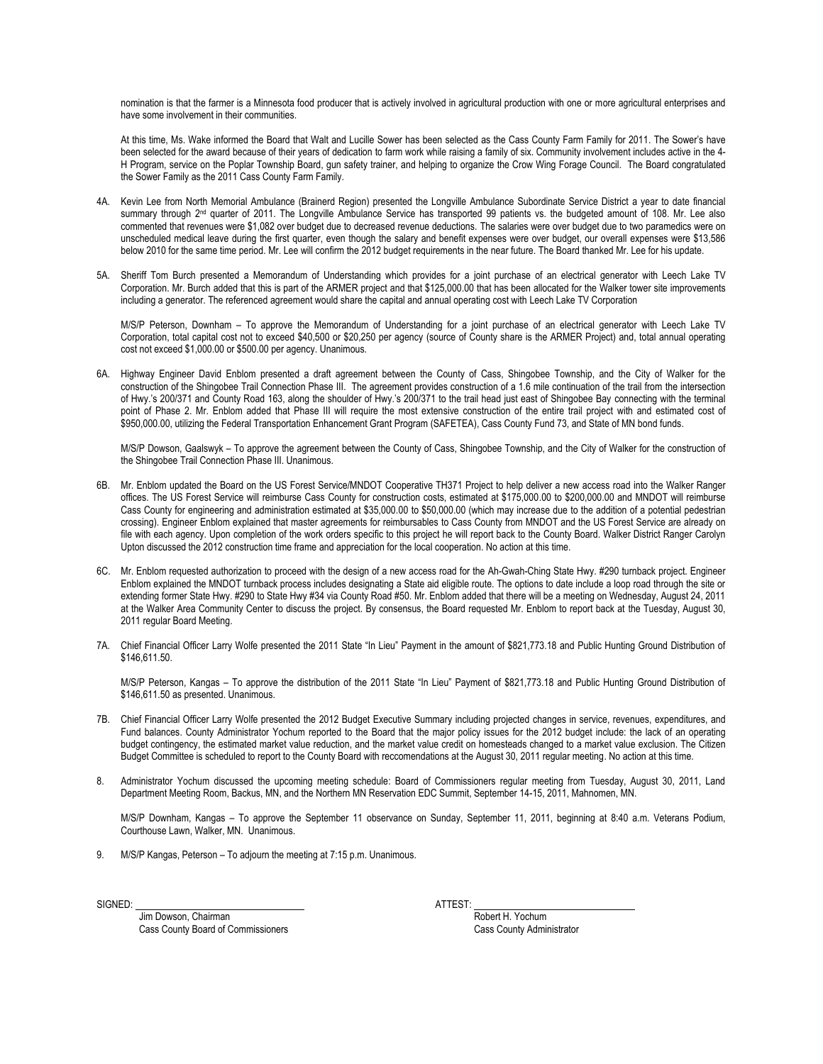nomination is that the farmer is a Minnesota food producer that is actively involved in agricultural production with one or more agricultural enterprises and have some involvement in their communities.

At this time, Ms. Wake informed the Board that Walt and Lucille Sower has been selected as the Cass County Farm Family for 2011. The Sower's have been selected for the award because of their years of dedication to farm work while raising a family of six. Community involvement includes active in the 4-H Program, service on the Poplar Township Board, gun safety trainer, and helping to organize the Crow Wing Forage Council. The Board congratulated the Sower Family as the 2011 Cass County Farm Family.

4A. Kevin Lee from North Memorial Ambulance (Brainerd Region) presented the Longville Ambulance Subordinate Service District a year to date financial summary through 2nd quarter of 2011. The Longville Ambulance Service has transported 99 patients vs. the budgeted amount of 108. Mr. Lee also commented that revenues were $1,082 over budget due to decreased revenue deductions. The salaries were over budget due to two paramedics were on unscheduled medical leave during the first quarter, even though the salary and benefit expenses were over budget, our overall expenses were $13,586 below 2010 for the same time period. Mr. Lee will confirm the 2012 budget requirements in the near future. The Board thanked Mr. Lee for his update.

5A. Sheriff Tom Burch presented a Memorandum of Understanding which provides for a joint purchase of an electrical generator with Leech Lake TV Corporation. Mr. Burch added that this is part of the ARMER project and that $125,000.00 that has been allocated for the Walker tower site improvements including a generator. The referenced agreement would share the capital and annual operating cost with Leech Lake TV Corporation

M/S/P Peterson, Downham – To approve the Memorandum of Understanding for a joint purchase of an electrical generator with Leech Lake TV Corporation, total capital cost not to exceed $40,500 or $20,250 per agency (source of County share is the ARMER Project) and, total annual operating cost not exceed $1,000.00 or $500.00 per agency. Unanimous.

6A. Highway Engineer David Enblom presented a draft agreement between the County of Cass, Shingobee Township, and the City of Walker for the construction of the Shingobee Trail Connection Phase III. The agreement provides construction of a 1.6 mile continuation of the trail from the intersection of Hwy.'s 200/371 and County Road 163, along the shoulder of Hwy.'s 200/371 to the trail head just east of Shingobee Bay connecting with the terminal point of Phase 2. Mr. Enblom added that Phase III will require the most extensive construction of the entire trail project with and estimated cost of $950,000.00, utilizing the Federal Transportation Enhancement Grant Program (SAFETEA), Cass County Fund 73, and State of MN bond funds.

M/S/P Dowson, Gaalswyk – To approve the agreement between the County of Cass, Shingobee Township, and the City of Walker for the construction of the Shingobee Trail Connection Phase III. Unanimous.

6B. Mr. Enblom updated the Board on the US Forest Service/MNDOT Cooperative TH371 Project to help deliver a new access road into the Walker Ranger offices. The US Forest Service will reimburse Cass County for construction costs, estimated at $175,000.00 to $200,000.00 and MNDOT will reimburse Cass County for engineering and administration estimated at $35,000.00 to $50,000.00 (which may increase due to the addition of a potential pedestrian crossing). Engineer Enblom explained that master agreements for reimbursables to Cass County from MNDOT and the US Forest Service are already on file with each agency. Upon completion of the work orders specific to this project he will report back to the County Board. Walker District Ranger Carolyn Upton discussed the 2012 construction time frame and appreciation for the local cooperation. No action at this time.

6C. Mr. Enblom requested authorization to proceed with the design of a new access road for the Ah-Gwah-Ching State Hwy. #290 turnback project. Engineer Enblom explained the MNDOT turnback process includes designating a State aid eligible route. The options to date include a loop road through the site or extending former State Hwy. #290 to State Hwy #34 via County Road #50. Mr. Enblom added that there will be a meeting on Wednesday, August 24, 2011 at the Walker Area Community Center to discuss the project. By consensus, the Board requested Mr. Enblom to report back at the Tuesday, August 30, 2011 regular Board Meeting.

7A. Chief Financial Officer Larry Wolfe presented the 2011 State "In Lieu" Payment in the amount of $821,773.18 and Public Hunting Ground Distribution of $146,611.50.

M/S/P Peterson, Kangas – To approve the distribution of the 2011 State "In Lieu" Payment of $821,773.18 and Public Hunting Ground Distribution of $146,611.50 as presented. Unanimous.

7B. Chief Financial Officer Larry Wolfe presented the 2012 Budget Executive Summary including projected changes in service, revenues, expenditures, and Fund balances. County Administrator Yochum reported to the Board that the major policy issues for the 2012 budget include: the lack of an operating budget contingency, the estimated market value reduction, and the market value credit on homesteads changed to a market value exclusion. The Citizen Budget Committee is scheduled to report to the County Board with reccomendations at the August 30, 2011 regular meeting. No action at this time.

8. Administrator Yochum discussed the upcoming meeting schedule: Board of Commissioners regular meeting from Tuesday, August 30, 2011, Land Department Meeting Room, Backus, MN, and the Northern MN Reservation EDC Summit, September 14-15, 2011, Mahnomen, MN.

M/S/P Downham, Kangas – To approve the September 11 observance on Sunday, September 11, 2011, beginning at 8:40 a.m. Veterans Podium, Courthouse Lawn, Walker, MN. Unanimous.

9. M/S/P Kangas, Peterson – To adjourn the meeting at 7:15 p.m. Unanimous.

SIGNED: ______________________________
Jim Dowson, Chairman
Cass County Board of Commissioners

ATTEST: ______________________________
Robert H. Yochum
Cass County Administrator